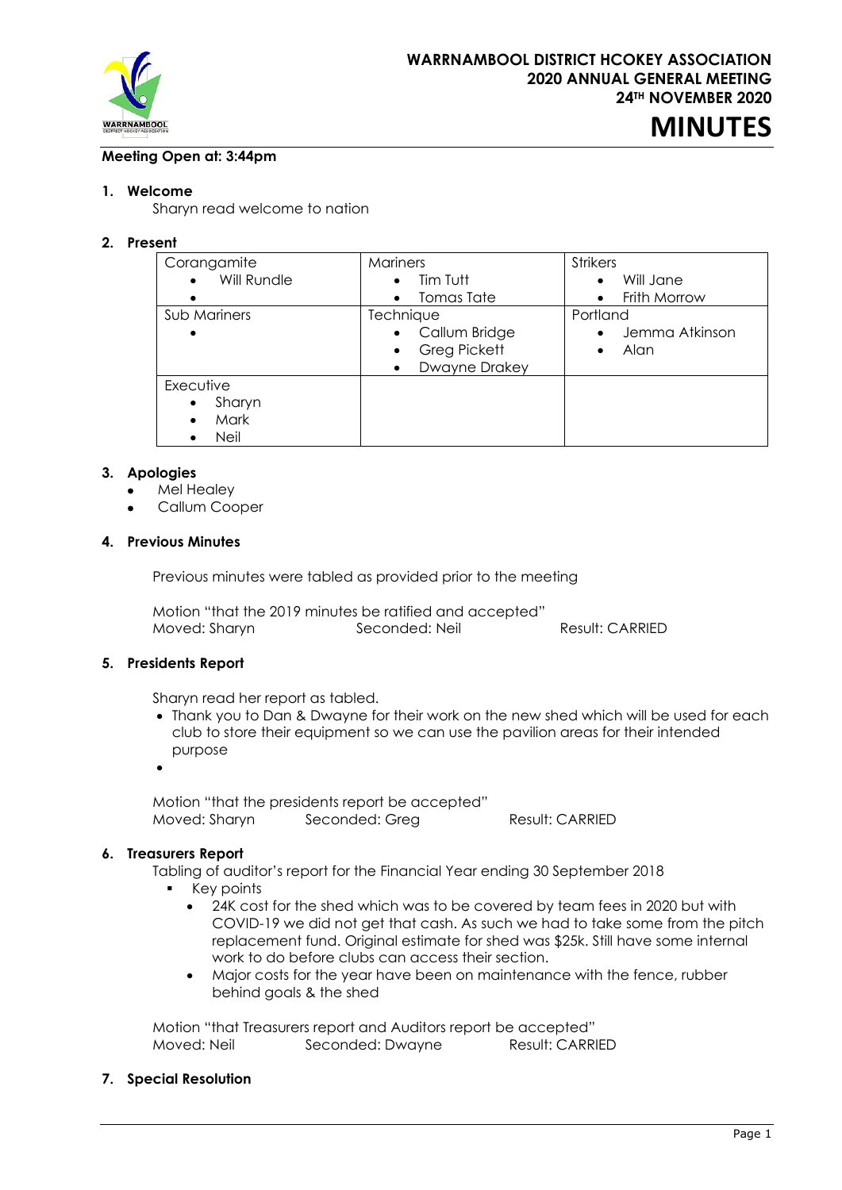# WARRNAMBOOL DISTRICT HCOKEY ASSOCIATION
## 2020 ANNUAL GENERAL MEETING
## 24TH NOVEMBER 2020
# MINUTES

**Meeting Open at: 3:44pm**

1. **Welcome**

   Sharyn read welcome to nation

2. **Present**

| Corangamite | Mariners | Strikers |
|---|---|---|
| • Will Rundle<br>• | • Tim Tutt<br>• Tomas Tate | • Will Jane<br>• Frith Morrow |
| Sub Mariners<br>• | Technique<br>• Callum Bridge<br>• Greg Pickett<br>• Dwayne Drakey | Portland<br>• Jemma Atkinson<br>• Alan |
| Executive<br>• Sharyn<br>• Mark<br>• Neil | | |

3. **Apologies**
   - Mel Healey
   - Callum Cooper

4. **Previous Minutes**

   Previous minutes were tabled as provided prior to the meeting

   Motion "that the 2019 minutes be ratified and accepted"
   Moved: Sharyn Seconded: Neil Result: CARRIED

5. **Presidents Report**

   Sharyn read her report as tabled.
   - Thank you to Dan & Dwayne for their work on the new shed which will be used for each club to store their equipment so we can use the pavilion areas for their intended purpose
   -

   Motion "that the presidents report be accepted"
   Moved: Sharyn Seconded: Greg Result: CARRIED

6. **Treasurers Report**

   Tabling of auditor's report for the Financial Year ending 30 September 2018
   - Key points
     - 24K cost for the shed which was to be covered by team fees in 2020 but with COVID-19 we did not get that cash. As such we had to take some from the pitch replacement fund. Original estimate for shed was $25k. Still have some internal work to do before clubs can access their section.
     - Major costs for the year have been on maintenance with the fence, rubber behind goals & the shed

   Motion "that Treasurers report and Auditors report be accepted"
   Moved: Neil Seconded: Dwayne Result: CARRIED

7. **Special Resolution**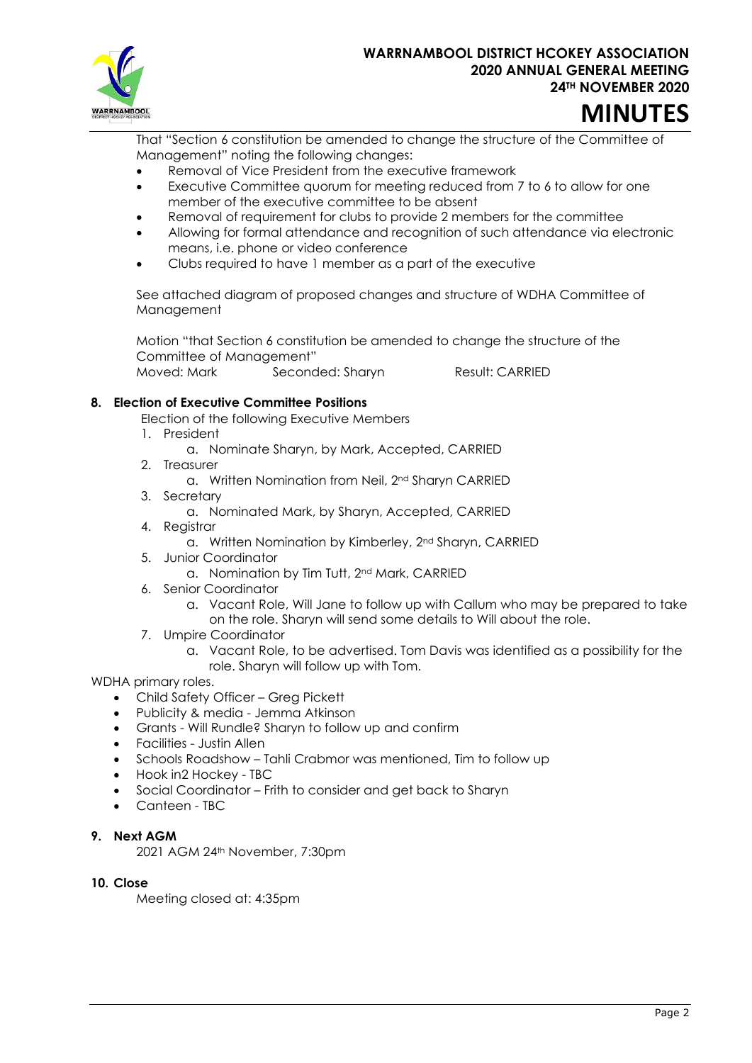That "Section 6 constitution be amended to change the structure of the Committee of Management" noting the following changes:

- Removal of Vice President from the executive framework
- Executive Committee quorum for meeting reduced from 7 to 6 to allow for one member of the executive committee to be absent
- Removal of requirement for clubs to provide 2 members for the committee
- Allowing for formal attendance and recognition of such attendance via electronic means, i.e. phone or video conference
- Clubs required to have 1 member as a part of the executive

See attached diagram of proposed changes and structure of WDHA Committee of Management

Motion "that Section 6 constitution be amended to change the structure of the Committee of Management"
Moved: Mark Seconded: Sharyn Result: CARRIED

## 8. Election of Executive Committee Positions

Election of the following Executive Members

1. President
   a. Nominate Sharyn, by Mark, Accepted, CARRIED
2. Treasurer
   a. Written Nomination from Neil, 2nd Sharyn CARRIED
3. Secretary
   a. Nominated Mark, by Sharyn, Accepted, CARRIED
4. Registrar
   a. Written Nomination by Kimberley, 2nd Sharyn, CARRIED
5. Junior Coordinator
   a. Nomination by Tim Tutt, 2nd Mark, CARRIED
6. Senior Coordinator
   a. Vacant Role, Will Jane to follow up with Callum who may be prepared to take on the role. Sharyn will send some details to Will about the role.
7. Umpire Coordinator
   a. Vacant Role, to be advertised. Tom Davis was identified as a possibility for the role. Sharyn will follow up with Tom.

WDHA primary roles.

- Child Safety Officer – Greg Pickett
- Publicity & media - Jemma Atkinson
- Grants - Will Rundle? Sharyn to follow up and confirm
- Facilities - Justin Allen
- Schools Roadshow – Tahli Crabmor was mentioned, Tim to follow up
- Hook in2 Hockey - TBC
- Social Coordinator – Frith to consider and get back to Sharyn
- Canteen - TBC

## 9. Next AGM

2021 AGM 24th November, 7:30pm

## 10. Close

Meeting closed at: 4:35pm